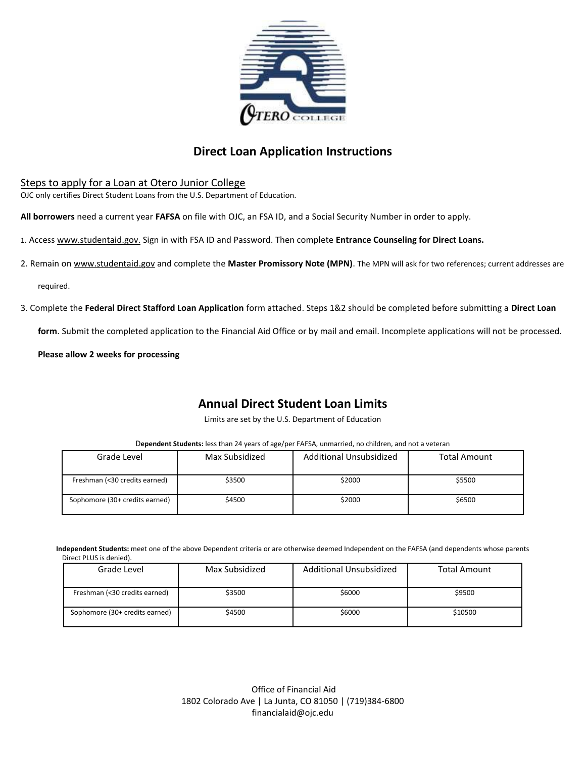# Direct Loan Application Instructions

## Steps to apply for a Loan at Otero Junior College

OJC only certifies Direct Student Loans from the U.S. Department of Education.

**All borrowers** need a current year **FAFSA** on file with OJC, an FSA ID, and a Social Security Number in order to apply.

1. Access www.studentaid.gov. Sign in with FSA ID and Password. Then complete **Entrance Counseling for Direct Loans.**
2. Remain on www.studentaid.gov and complete the **Master Promissory Note (MPN)**. The MPN will ask for two references; current addresses are required.
3. Complete the **Federal Direct Stafford Loan Application** form attached. Steps 1&2 should be completed before submitting a **Direct Loan form**. Submit the completed application to the Financial Aid Office or by mail and email. Incomplete applications will not be processed.

   **Please allow 2 weeks for processing**

## Annual Direct Student Loan Limits

Limits are set by the U.S. Department of Education

**Dependent Students:** less than 24 years of age/per FAFSA, unmarried, no children, and not a veteran

| Grade Level | Max Subsidized | Additional Unsubsidized | Total Amount |
|---|---|---|---|
| Freshman (<30 credits earned) | $3500 | $2000 | $5500 |
| Sophomore (30+ credits earned) | $4500 | $2000 | $6500 |

**Independent Students:** meet one of the above Dependent criteria or are otherwise deemed Independent on the FAFSA (and dependents whose parents Direct PLUS is denied).

| Grade Level | Max Subsidized | Additional Unsubsidized | Total Amount |
|---|---|---|---|
| Freshman (<30 credits earned) | $3500 | $6000 | $9500 |
| Sophomore (30+ credits earned) | $4500 | $6000 | $10500 |

Office of Financial Aid
1802 Colorado Ave | La Junta, CO 81050 | (719)384-6800
financialaid@ojc.edu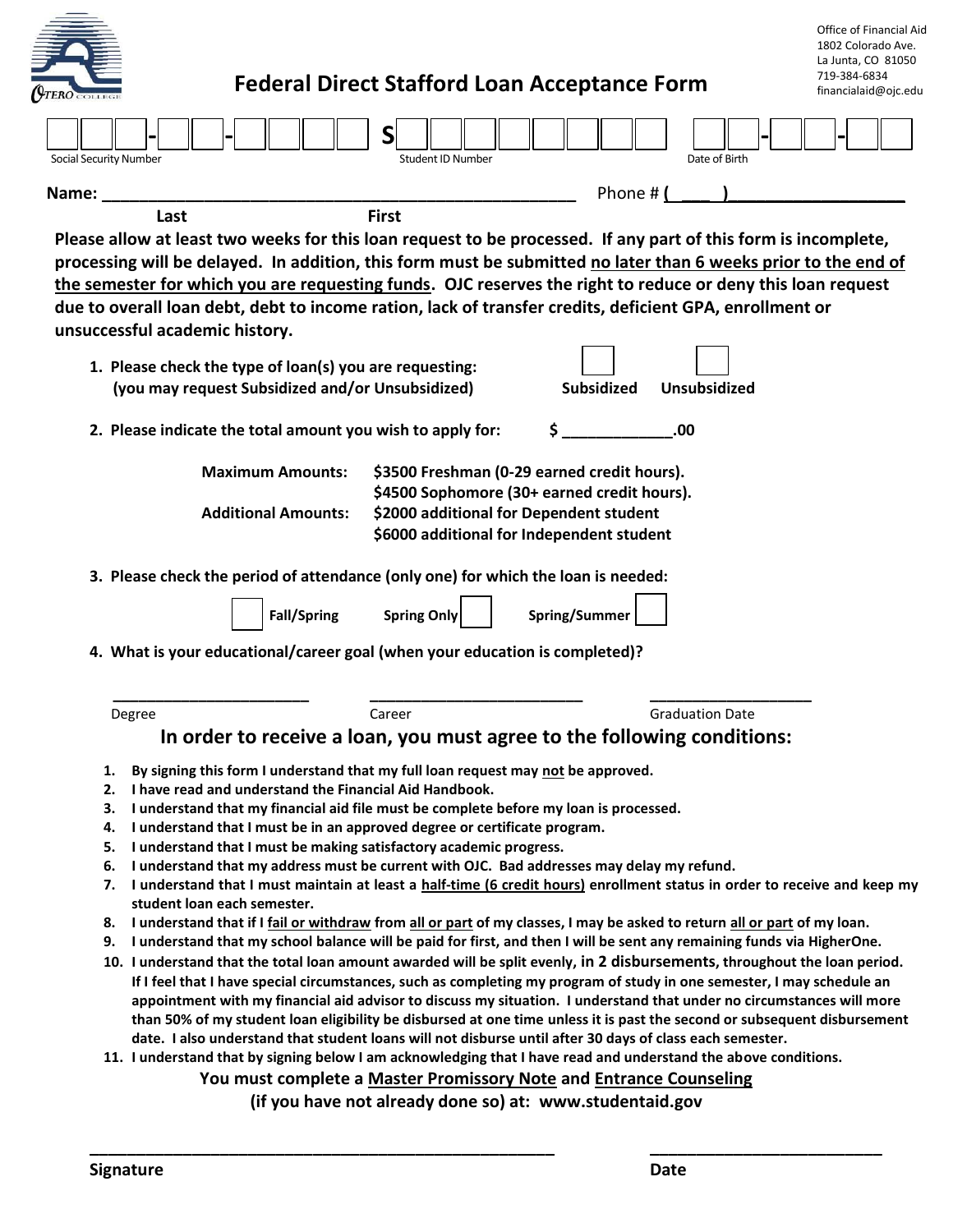Office of Financial Aid
1802 Colorado Ave.
La Junta, CO 81050
719-384-6834
financialaid@ojc.edu

# Federal Direct Stafford Loan Acceptance Form

☐☐☐-☐☐-☐☐☐☐ Social Security Number    S☐☐☐☐☐☐☐☐ Student ID Number    ☐☐-☐☐-☐☐ Date of Birth

**Name:** ________________________________________________ Phone # ( ___ )_________________
**Last** **First**

**Please allow at least two weeks for this loan request to be processed. If any part of this form is incomplete, processing will be delayed. In addition, this form must be submitted <u>no later than 6 weeks prior to the end of the semester for which you are requesting funds</u>. OJC reserves the right to reduce or deny this loan request due to overall loan debt, debt to income ration, lack of transfer credits, deficient GPA, enrollment or unsuccessful academic history.**

1. **Please check the type of loan(s) you are requesting: (you may request Subsidized and/or Unsubsidized)** ☐ **Subsidized** ☐ **Unsubsidized**

2. **Please indicate the total amount you wish to apply for:** **$ ____________.00**

   **Maximum Amounts:** **$3500 Freshman (0-29 earned credit hours).**
   **$4500 Sophomore (30+ earned credit hours).**
   **Additional Amounts:** **$2000 additional for Dependent student**
   **$6000 additional for Independent student**

3. **Please check the period of attendance (only one) for which the loan is needed:**

   ☐ **Fall/Spring** **Spring Only** ☐ **Spring/Summer** ☐

4. **What is your educational/career goal (when your education is completed)?**

   ______________________ ______________________ ______________________
   Degree Career Graduation Date

## In order to receive a loan, you must agree to the following conditions:

1. **By signing this form I understand that my full loan request may <u>not</u> be approved.**
2. **I have read and understand the Financial Aid Handbook.**
3. **I understand that my financial aid file must be complete before my loan is processed.**
4. **I understand that I must be in an approved degree or certificate program.**
5. **I understand that I must be making satisfactory academic progress.**
6. **I understand that my address must be current with OJC. Bad addresses may delay my refund.**
7. **I understand that I must maintain at least a <u>half-time (6 credit hours)</u> enrollment status in order to receive and keep my student loan each semester.**
8. **I understand that if I <u>fail or withdraw</u> from <u>all or part</u> of my classes, I may be asked to return <u>all or part</u> of my loan.**
9. **I understand that my school balance will be paid for first, and then I will be sent any remaining funds via HigherOne.**
10. **I understand that the total loan amount awarded will be split evenly, in 2 disbursements, throughout the loan period. If I feel that I have special circumstances, such as completing my program of study in one semester, I may schedule an appointment with my financial aid advisor to discuss my situation. I understand that under no circumstances will more than 50% of my student loan eligibility be disbursed at one time unless it is past the second or subsequent disbursement date. I also understand that student loans will not disburse until after 30 days of class each semester.**
11. **I understand that by signing below I am acknowledging that I have read and understand the above conditions.**

**You must complete a <u>Master Promissory Note</u> and <u>Entrance Counseling</u>**
**(if you have not already done so) at: www.studentaid.gov**

______________________________________________ ______________________
**Signature** **Date**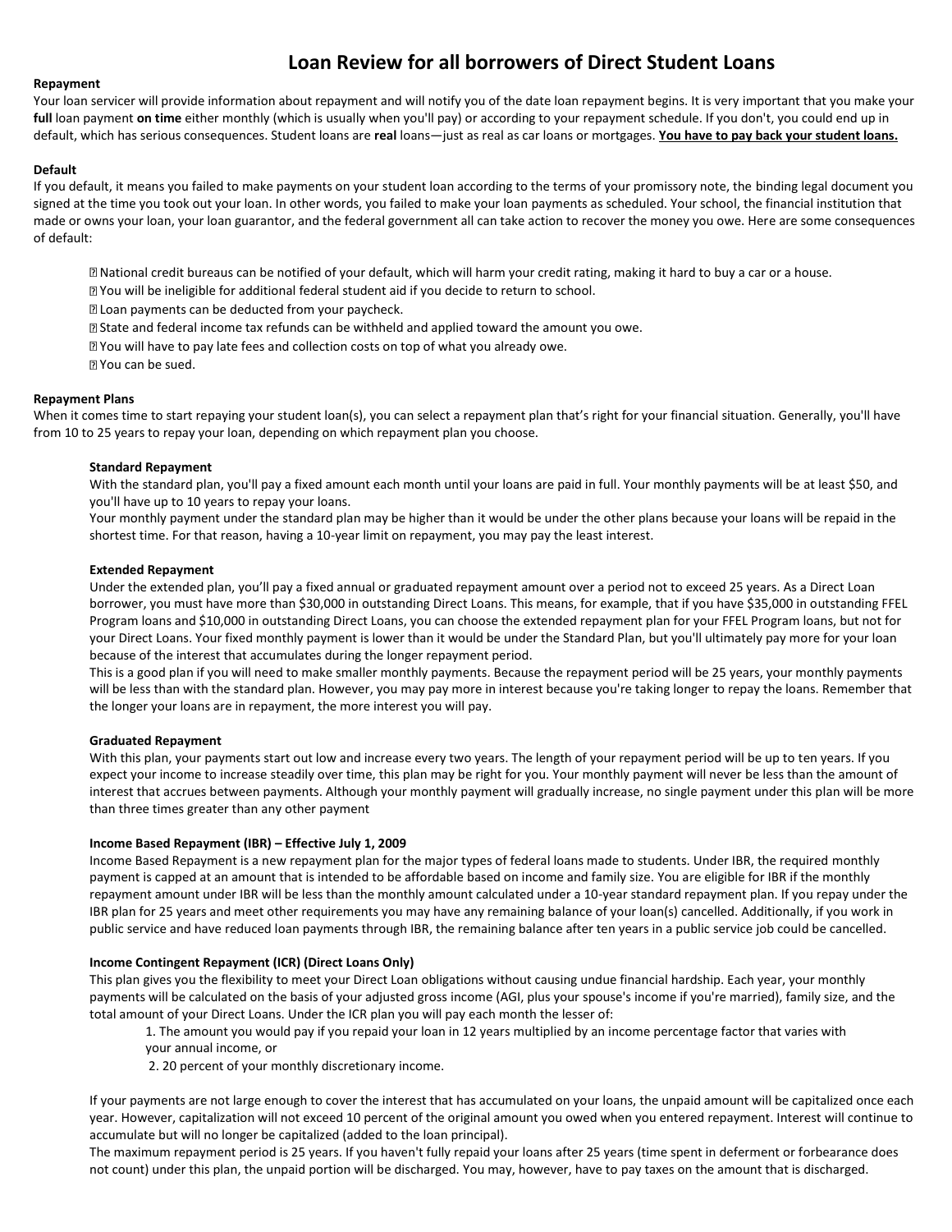# Loan Review for all borrowers of Direct Student Loans

**Repayment**

Your loan servicer will provide information about repayment and will notify you of the date loan repayment begins. It is very important that you make your **full** loan payment **on time** either monthly (which is usually when you'll pay) or according to your repayment schedule. If you don't, you could end up in default, which has serious consequences. Student loans are **real** loans—just as real as car loans or mortgages. **You have to pay back your student loans.**

**Default**

If you default, it means you failed to make payments on your student loan according to the terms of your promissory note, the binding legal document you signed at the time you took out your loan. In other words, you failed to make your loan payments as scheduled. Your school, the financial institution that made or owns your loan, your loan guarantor, and the federal government all can take action to recover the money you owe. Here are some consequences of default:

- National credit bureaus can be notified of your default, which will harm your credit rating, making it hard to buy a car or a house.
- You will be ineligible for additional federal student aid if you decide to return to school.
- Loan payments can be deducted from your paycheck.
- State and federal income tax refunds can be withheld and applied toward the amount you owe.
- You will have to pay late fees and collection costs on top of what you already owe.
- You can be sued.

**Repayment Plans**

When it comes time to start repaying your student loan(s), you can select a repayment plan that's right for your financial situation. Generally, you'll have from 10 to 25 years to repay your loan, depending on which repayment plan you choose.

**Standard Repayment**

With the standard plan, you'll pay a fixed amount each month until your loans are paid in full. Your monthly payments will be at least $50, and you'll have up to 10 years to repay your loans.

Your monthly payment under the standard plan may be higher than it would be under the other plans because your loans will be repaid in the shortest time. For that reason, having a 10-year limit on repayment, you may pay the least interest.

**Extended Repayment**

Under the extended plan, you'll pay a fixed annual or graduated repayment amount over a period not to exceed 25 years. As a Direct Loan borrower, you must have more than $30,000 in outstanding Direct Loans. This means, for example, that if you have $35,000 in outstanding FFEL Program loans and $10,000 in outstanding Direct Loans, you can choose the extended repayment plan for your FFEL Program loans, but not for your Direct Loans. Your fixed monthly payment is lower than it would be under the Standard Plan, but you'll ultimately pay more for your loan because of the interest that accumulates during the longer repayment period.

This is a good plan if you will need to make smaller monthly payments. Because the repayment period will be 25 years, your monthly payments will be less than with the standard plan. However, you may pay more in interest because you're taking longer to repay the loans. Remember that the longer your loans are in repayment, the more interest you will pay.

**Graduated Repayment**

With this plan, your payments start out low and increase every two years. The length of your repayment period will be up to ten years. If you expect your income to increase steadily over time, this plan may be right for you. Your monthly payment will never be less than the amount of interest that accrues between payments. Although your monthly payment will gradually increase, no single payment under this plan will be more than three times greater than any other payment

**Income Based Repayment (IBR) – Effective July 1, 2009**

Income Based Repayment is a new repayment plan for the major types of federal loans made to students. Under IBR, the required monthly payment is capped at an amount that is intended to be affordable based on income and family size. You are eligible for IBR if the monthly repayment amount under IBR will be less than the monthly amount calculated under a 10-year standard repayment plan. If you repay under the IBR plan for 25 years and meet other requirements you may have any remaining balance of your loan(s) cancelled. Additionally, if you work in public service and have reduced loan payments through IBR, the remaining balance after ten years in a public service job could be cancelled.

**Income Contingent Repayment (ICR) (Direct Loans Only)**

This plan gives you the flexibility to meet your Direct Loan obligations without causing undue financial hardship. Each year, your monthly payments will be calculated on the basis of your adjusted gross income (AGI, plus your spouse's income if you're married), family size, and the total amount of your Direct Loans. Under the ICR plan you will pay each month the lesser of:

1. The amount you would pay if you repaid your loan in 12 years multiplied by an income percentage factor that varies with your annual income, or
2. 20 percent of your monthly discretionary income.

If your payments are not large enough to cover the interest that has accumulated on your loans, the unpaid amount will be capitalized once each year. However, capitalization will not exceed 10 percent of the original amount you owed when you entered repayment. Interest will continue to accumulate but will no longer be capitalized (added to the loan principal).

The maximum repayment period is 25 years. If you haven't fully repaid your loans after 25 years (time spent in deferment or forbearance does not count) under this plan, the unpaid portion will be discharged. You may, however, have to pay taxes on the amount that is discharged.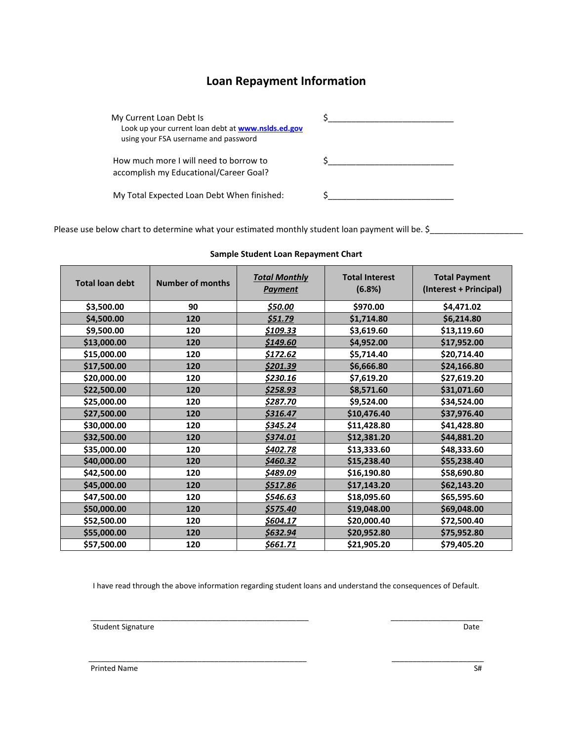# Loan Repayment Information

My Current Loan Debt Is $___________________________
Look up your current loan debt at www.nslds.ed.gov using your FSA username and password

How much more I will need to borrow to accomplish my Educational/Career Goal? $___________________________

My Total Expected Loan Debt When finished: $___________________________

Please use below chart to determine what your estimated monthly student loan payment will be. $____________________

**Sample Student Loan Repayment Chart**

| Total loan debt | Number of months | ***Total Monthly Payment*** | Total Interest (6.8%) | Total Payment (Interest + Principal) |
|---|---|---|---|---|
| $3,500.00 | 90 | ***$50.00*** | $970.00 | $4,471.02 |
| $4,500.00 | 120 | ***$51.79*** | $1,714.80 | $6,214.80 |
| $9,500.00 | 120 | ***$109.33*** | $3,619.60 | $13,119.60 |
| $13,000.00 | 120 | ***$149.60*** | $4,952.00 | $17,952.00 |
| $15,000.00 | 120 | ***$172.62*** | $5,714.40 | $20,714.40 |
| $17,500.00 | 120 | ***$201.39*** | $6,666.80 | $24,166.80 |
| $20,000.00 | 120 | ***$230.16*** | $7,619.20 | $27,619.20 |
| $22,500.00 | 120 | ***$258.93*** | $8,571.60 | $31,071.60 |
| $25,000.00 | 120 | ***$287.70*** | $9,524.00 | $34,524.00 |
| $27,500.00 | 120 | ***$316.47*** | $10,476.40 | $37,976.40 |
| $30,000.00 | 120 | ***$345.24*** | $11,428.80 | $41,428.80 |
| $32,500.00 | 120 | ***$374.01*** | $12,381.20 | $44,881.20 |
| $35,000.00 | 120 | ***$402.78*** | $13,333.60 | $48,333.60 |
| $40,000.00 | 120 | ***$460.32*** | $15,238.40 | $55,238.40 |
| $42,500.00 | 120 | ***$489.09*** | $16,190.80 | $58,690.80 |
| $45,000.00 | 120 | ***$517.86*** | $17,143.20 | $62,143.20 |
| $47,500.00 | 120 | ***$546.63*** | $18,095.60 | $65,595.60 |
| $50,000.00 | 120 | ***$575.40*** | $19,048.00 | $69,048.00 |
| $52,500.00 | 120 | ***$604.17*** | $20,000.40 | $72,500.40 |
| $55,000.00 | 120 | ***$632.94*** | $20,952.80 | $75,952.80 |
| $57,500.00 | 120 | ***$661.71*** | $21,905.20 | $79,405.20 |

I have read through the above information regarding student loans and understand the consequences of Default.

_____________________________________________ ______________________

Student Signature Date

_____________________________________________ ______________________

Printed Name S#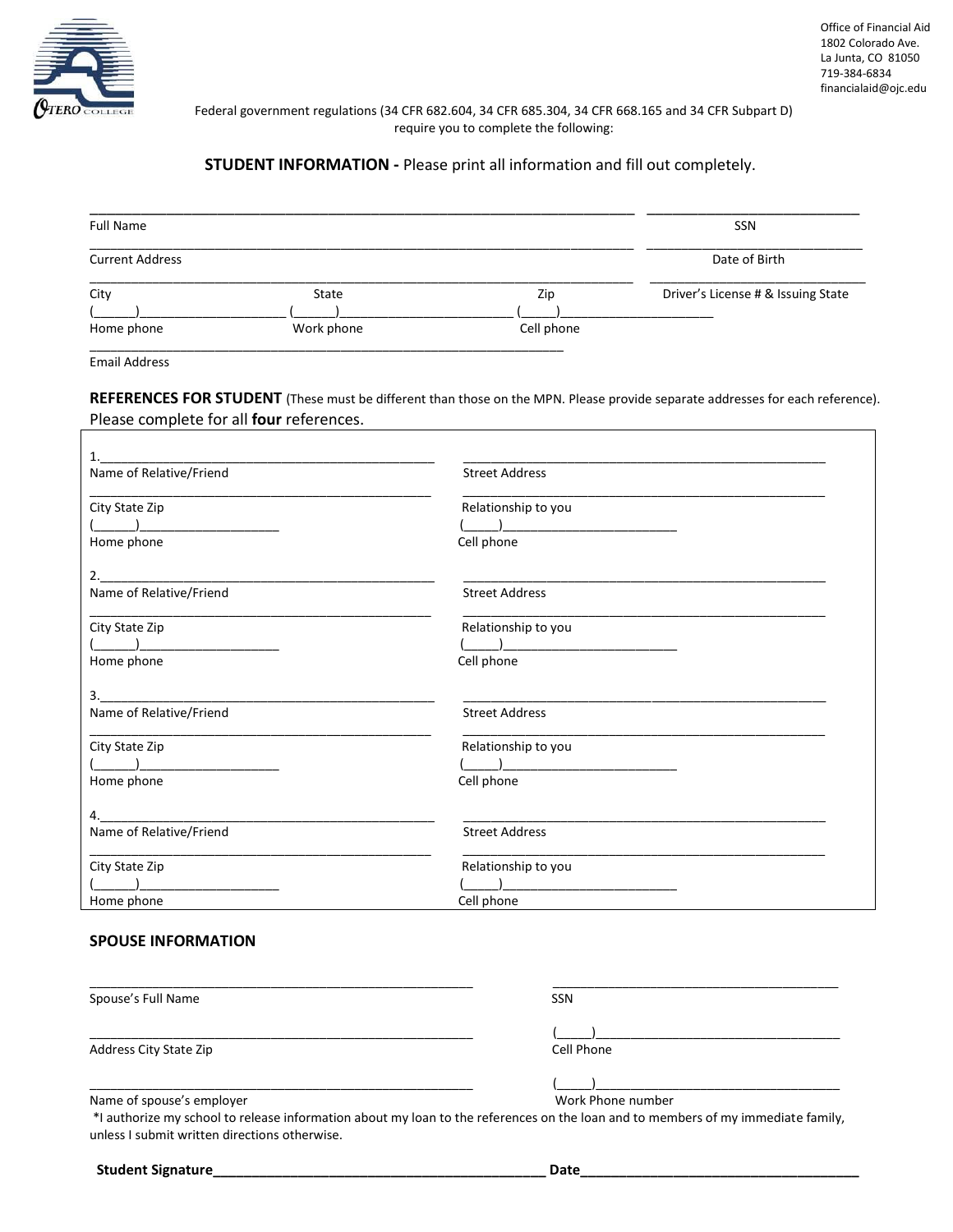Office of Financial Aid
1802 Colorado Ave.
La Junta, CO 81050
719-384-6834
financialaid@ojc.edu

Federal government regulations (34 CFR 682.604, 34 CFR 685.304, 34 CFR 668.165 and 34 CFR Subpart D) require you to complete the following:

**STUDENT INFORMATION -** Please print all information and fill out completely.

______________________________________________ ______________________
Full Name SSN

______________________________________________ ______________________
Current Address Date of Birth

______________________________________________ ______________________
City State Zip Driver's License # & Issuing State

(______)____________________ (______)____________________ (_____)____________________
Home phone Work phone Cell phone

______________________________________________
Email Address

**REFERENCES FOR STUDENT** (These must be different than those on the MPN. Please provide separate addresses for each reference).
Please complete for all **four** references.

1.______________________________________ ______________________________________
Name of Relative/Friend Street Address

______________________________________ ______________________________________
City State Zip Relationship to you

(______)____________________ (_____)____________________
Home phone Cell phone

2.______________________________________ ______________________________________
Name of Relative/Friend Street Address

______________________________________ ______________________________________
City State Zip Relationship to you

(______)____________________ (_____)____________________
Home phone Cell phone

3.______________________________________ ______________________________________
Name of Relative/Friend Street Address

______________________________________ ______________________________________
City State Zip Relationship to you

(______)____________________ (_____)____________________
Home phone Cell phone

4.______________________________________ ______________________________________
Name of Relative/Friend Street Address

______________________________________ ______________________________________
City State Zip Relationship to you

(______)____________________ (_____)____________________
Home phone Cell phone

**SPOUSE INFORMATION**

______________________________________ ______________________________
Spouse's Full Name SSN

______________________________________ (_____)__________________________
Address City State Zip Cell Phone

______________________________________ (_____)__________________________
Name of spouse's employer Work Phone number

*I authorize my school to release information about my loan to the references on the loan and to members of my immediate family, unless I submit written directions otherwise.

**Student Signature**______________________________________ **Date**______________________________